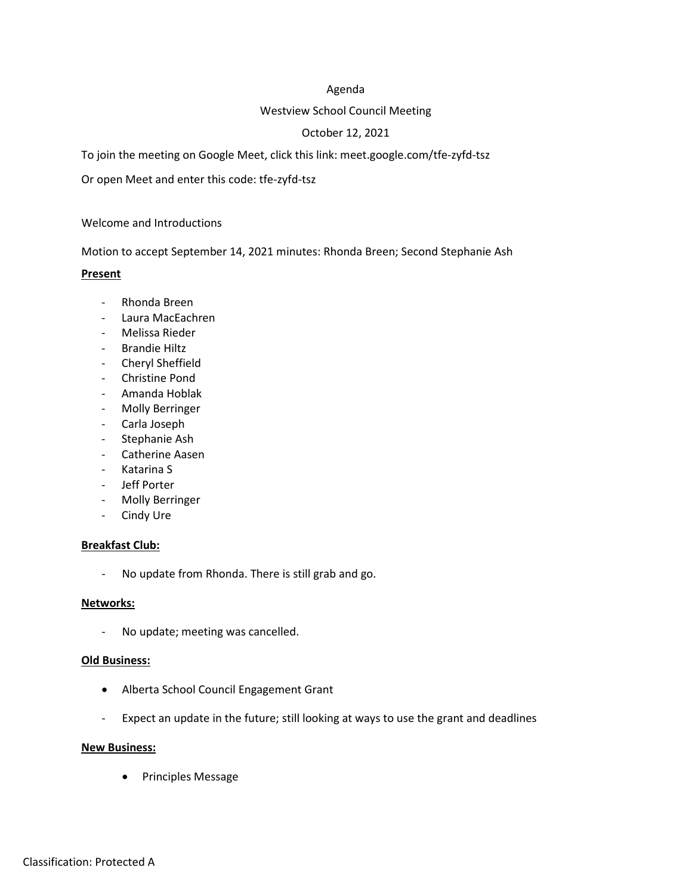Agenda

Westview School Council Meeting

October 12, 2021

To join the meeting on Google Meet, click this link: meet.google.com/tfe-zyfd-tsz

Or open Meet and enter this code: tfe-zyfd-tsz

Welcome and Introductions

Motion to accept September 14, 2021 minutes: Rhonda Breen; Second Stephanie Ash

**Present**

- Rhonda Breen
- Laura MacEachren
- Melissa Rieder
- Brandie Hiltz
- Cheryl Sheffield
- Christine Pond
- Amanda Hoblak
- Molly Berringer
- Carla Joseph
- Stephanie Ash
- Catherine Aasen
- Katarina S
- Jeff Porter
- Molly Berringer
- Cindy Ure

**Breakfast Club:**

- No update from Rhonda. There is still grab and go.

**Networks:**

- No update; meeting was cancelled.

**Old Business:**

- Alberta School Council Engagement Grant

- Expect an update in the future; still looking at ways to use the grant and deadlines

**New Business:**

- Principles Message

Classification: Protected A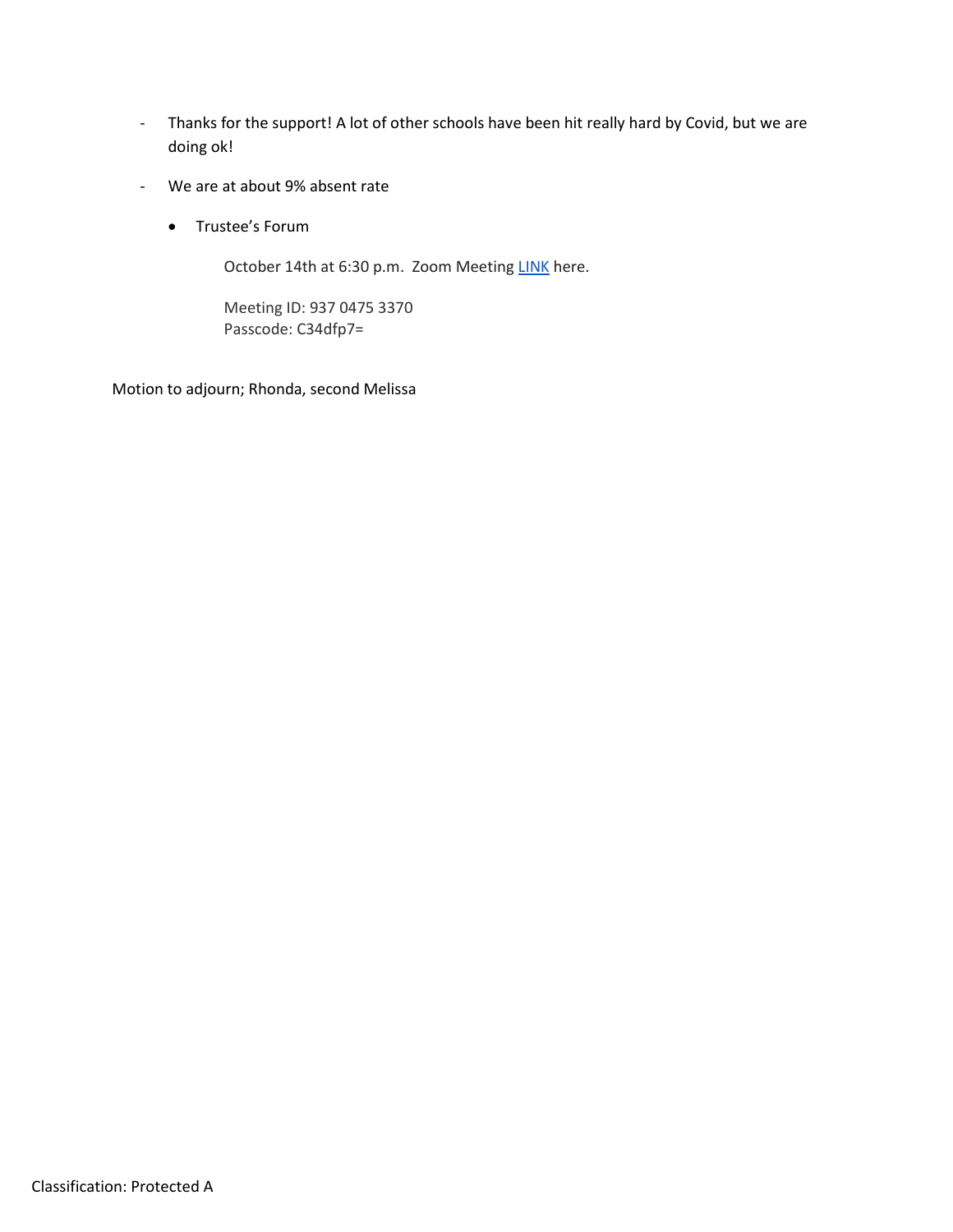- Thanks for the support! A lot of other schools have been hit really hard by Covid, but we are doing ok!

- We are at about 9% absent rate

  - Trustee's Forum

    October 14th at 6:30 p.m. Zoom Meeting LINK here.

    Meeting ID: 937 0475 3370
    Passcode: C34dfp7=

Motion to adjourn; Rhonda, second Melissa

Classification: Protected A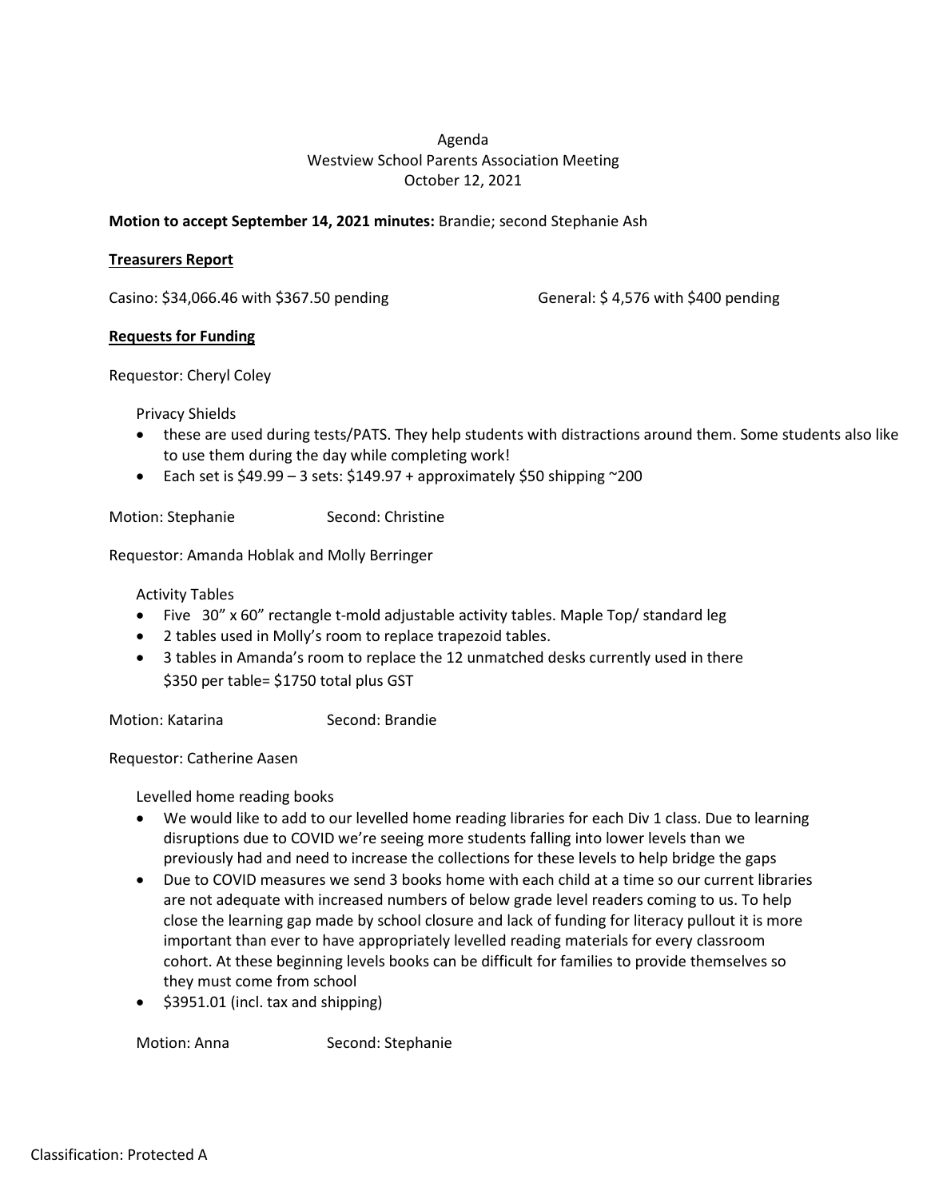Agenda
Westview School Parents Association Meeting
October 12, 2021

**Motion to accept September 14, 2021 minutes:** Brandie; second Stephanie Ash

**Treasurers Report**

Casino: $34,066.46 with $367.50 pending

General: $ 4,576 with $400 pending

**Requests for Funding**

Requestor: Cheryl Coley

Privacy Shields

- these are used during tests/PATS. They help students with distractions around them. Some students also like to use them during the day while completing work!
- Each set is $49.99 – 3 sets: $149.97 + approximately $50 shipping ~200

Motion: Stephanie Second: Christine

Requestor: Amanda Hoblak and Molly Berringer

Activity Tables

- Five 30" x 60" rectangle t-mold adjustable activity tables. Maple Top/ standard leg
- 2 tables used in Molly's room to replace trapezoid tables.
- 3 tables in Amanda's room to replace the 12 unmatched desks currently used in there
  $350 per table= $1750 total plus GST

Motion: Katarina Second: Brandie

Requestor: Catherine Aasen

Levelled home reading books

- We would like to add to our levelled home reading libraries for each Div 1 class. Due to learning disruptions due to COVID we're seeing more students falling into lower levels than we previously had and need to increase the collections for these levels to help bridge the gaps
- Due to COVID measures we send 3 books home with each child at a time so our current libraries are not adequate with increased numbers of below grade level readers coming to us. To help close the learning gap made by school closure and lack of funding for literacy pullout it is more important than ever to have appropriately levelled reading materials for every classroom cohort. At these beginning levels books can be difficult for families to provide themselves so they must come from school
- $3951.01 (incl. tax and shipping)

Motion: Anna Second: Stephanie

Classification: Protected A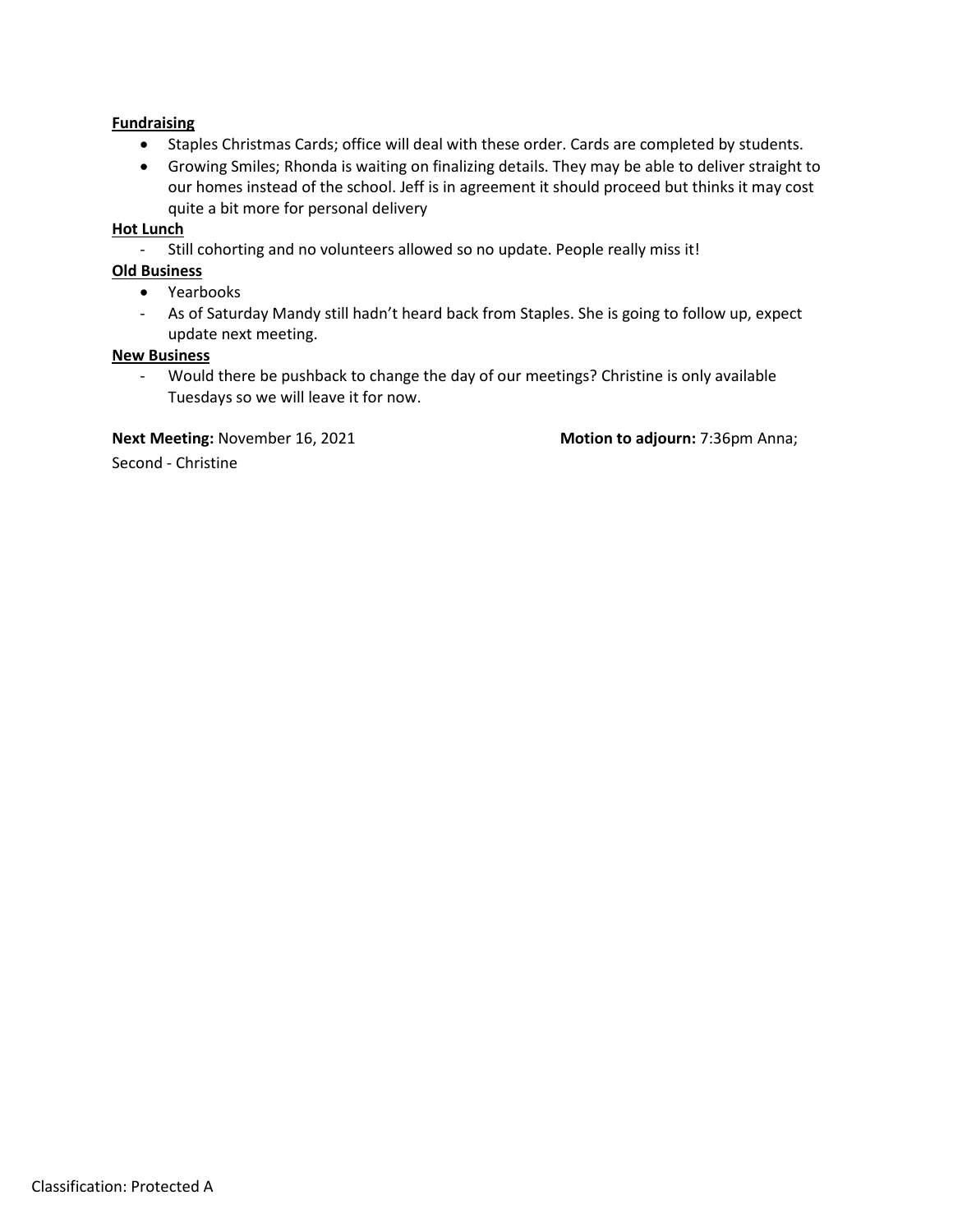**Fundraising**

- Staples Christmas Cards; office will deal with these order. Cards are completed by students.
- Growing Smiles; Rhonda is waiting on finalizing details. They may be able to deliver straight to our homes instead of the school. Jeff is in agreement it should proceed but thinks it may cost quite a bit more for personal delivery

**Hot Lunch**

- Still cohorting and no volunteers allowed so no update. People really miss it!

**Old Business**

- Yearbooks
- As of Saturday Mandy still hadn't heard back from Staples. She is going to follow up, expect update next meeting.

**New Business**

- Would there be pushback to change the day of our meetings? Christine is only available Tuesdays so we will leave it for now.

**Next Meeting:** November 16, 2021

**Motion to adjourn:** 7:36pm Anna; Second - Christine

Classification: Protected A